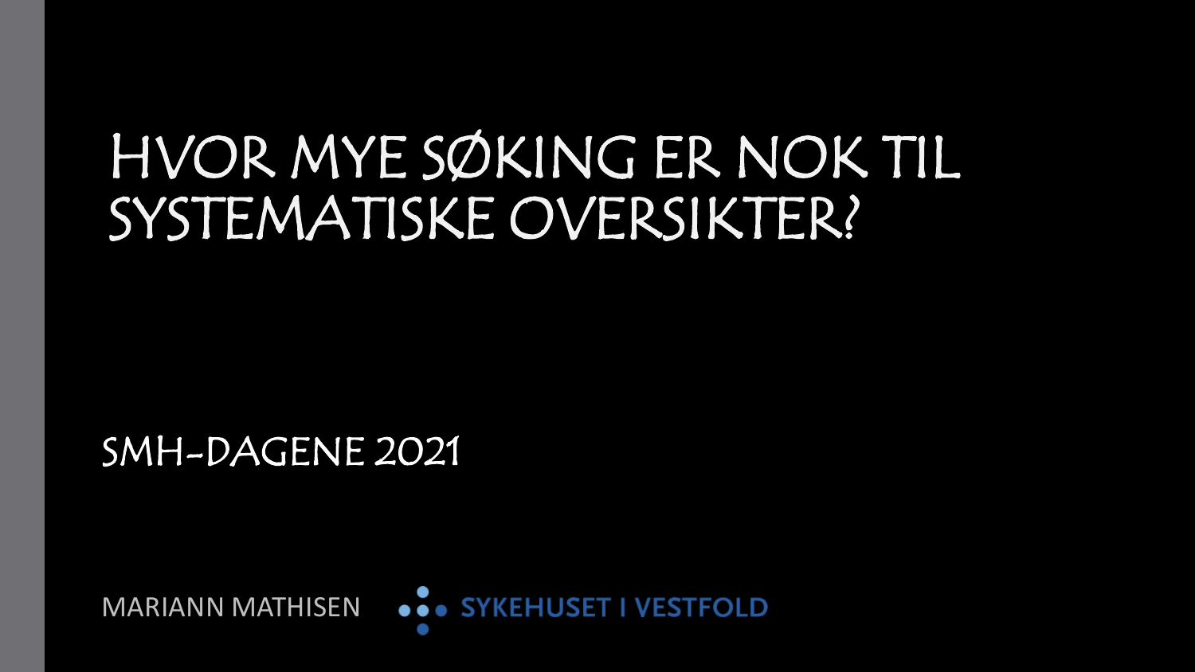# HVOR MYE SØKING ER NOK TIL SYSTEMATISKE OVERSIKTER?

SMH-DAGENE 2021

MARIANN MATHISEN

SYKEHUSET I VESTFOLD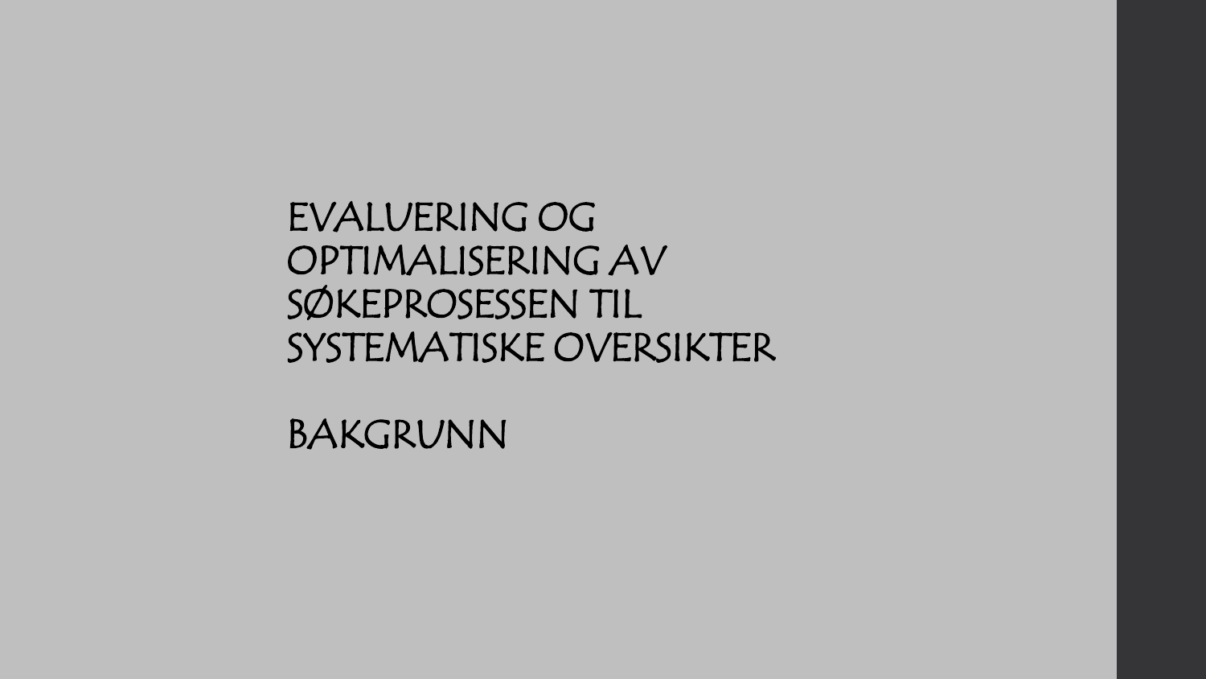# EVALUERING OG OPTIMALISERING AV SØKEPROSESSEN TIL SYSTEMATISKE OVERSIKTER

## BAKGRUNN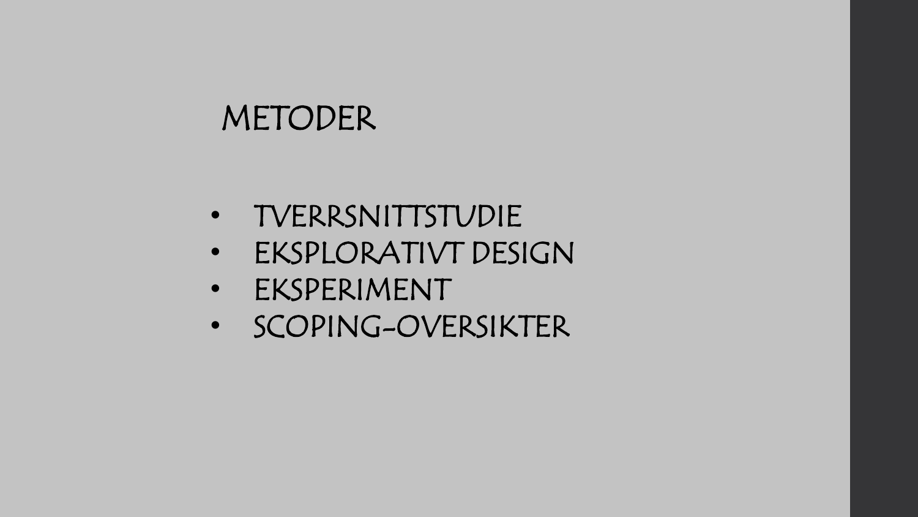# METODER

- TVERRSNITTSTUDIE
- EKSPLORATIVT DESIGN
- EKSPERIMENT
- SCOPING-OVERSIKTER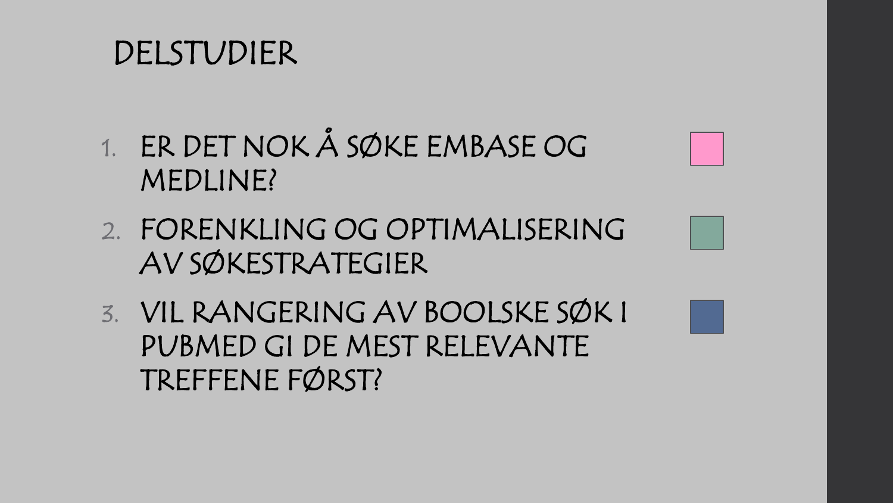# DELSTUDIER

1. ER DET NOK Å SØKE EMBASE OG MEDLINE?
2. FORENKLING OG OPTIMALISERING AV SØKESTRATEGIER
3. VIL RANGERING AV BOOLSKE SØK I PUBMED GI DE MEST RELEVANTE TREFFENE FØRST?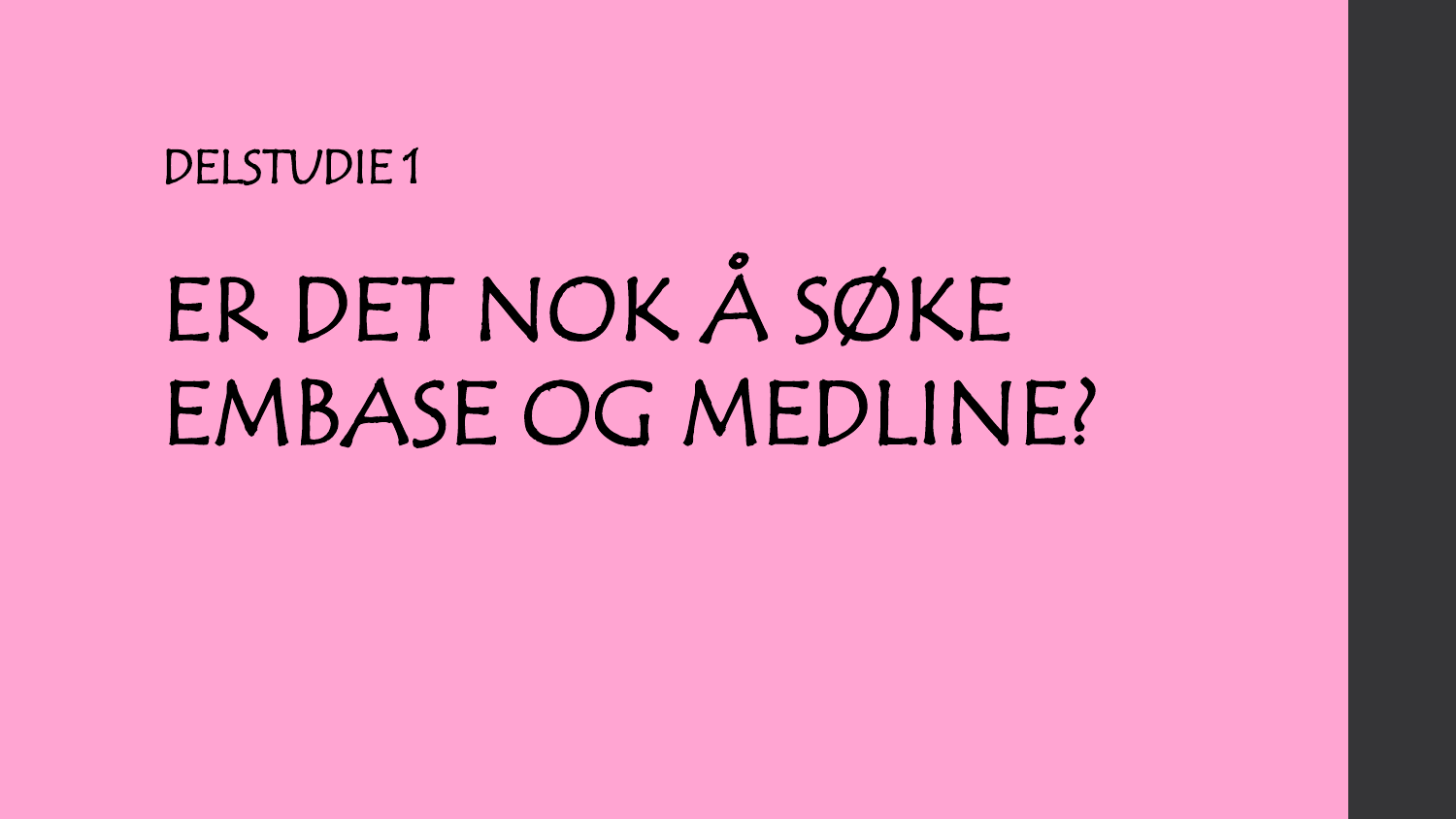DELSTUDIE 1

# ER DET NOK Å SØKE EMBASE OG MEDLINE?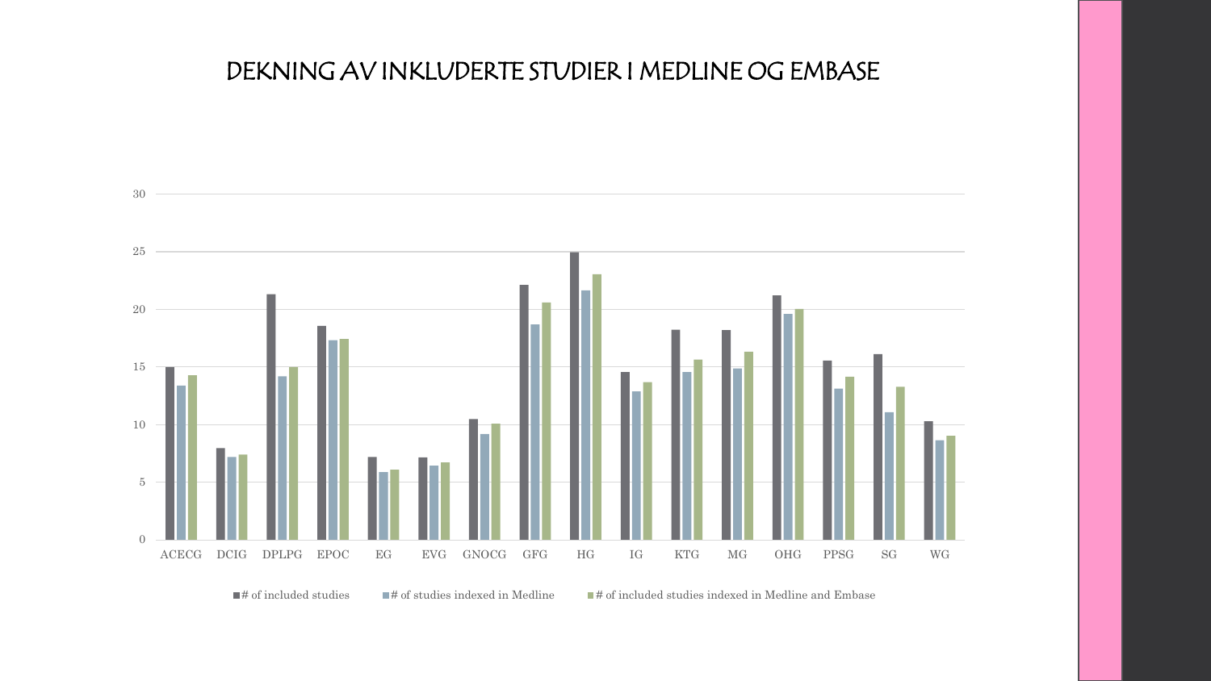# DEKNING AV INKLUDERTE STUDIER I MEDLINE OG EMBASE

| | # of included studies | # of studies indexed in Medline | # of included studies indexed in Medline and Embase |
|---|---|---|---|
| ACECG | 15 | 13.4 | 14.3 |
| DCIG | 8 | 7.2 | 7.4 |
| DPLPG | 21.3 | 14.2 | 15 |
| EPOC | 18.6 | 17.3 | 17.4 |
| EG | 7.2 | 5.9 | 6.1 |
| EVG | 7.1 | 6.5 | 6.7 |
| GNOCG | 10.5 | 9.2 | 10.1 |
| GFG | 22.1 | 18.7 | 20.6 |
| HG | 24.9 | 21.6 | 23 |
| IG | 14.6 | 12.9 | 13.7 |
| KTG | 18.2 | 14.6 | 15.6 |
| MG | 18.2 | 14.9 | 16.3 |
| OHG | 21.2 | 19.6 | 20 |
| PPSG | 15.5 | 13.1 | 14.1 |
| SG | 16.1 | 11.1 | 13.3 |
| WG | 10.3 | 8.6 | 9 |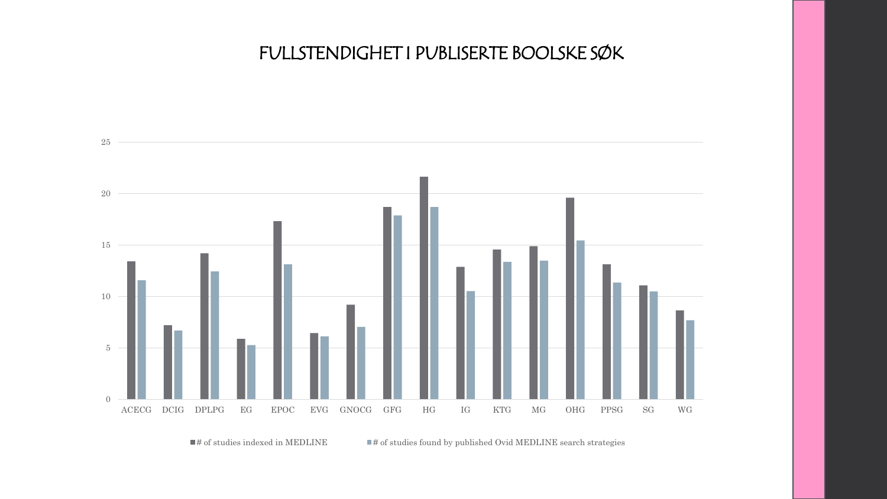# FULLSTENDIGHET I PUBLISERTE BOOLSKE SØK

25

20

15

10

5

0

ACECG DCIG DPLPG EG EPOC EVG GNOCG GFG HG IG KTG MG OHG PPSG SG WG

# of studies indexed in MEDLINE

# of studies found by published Ovid MEDLINE search strategies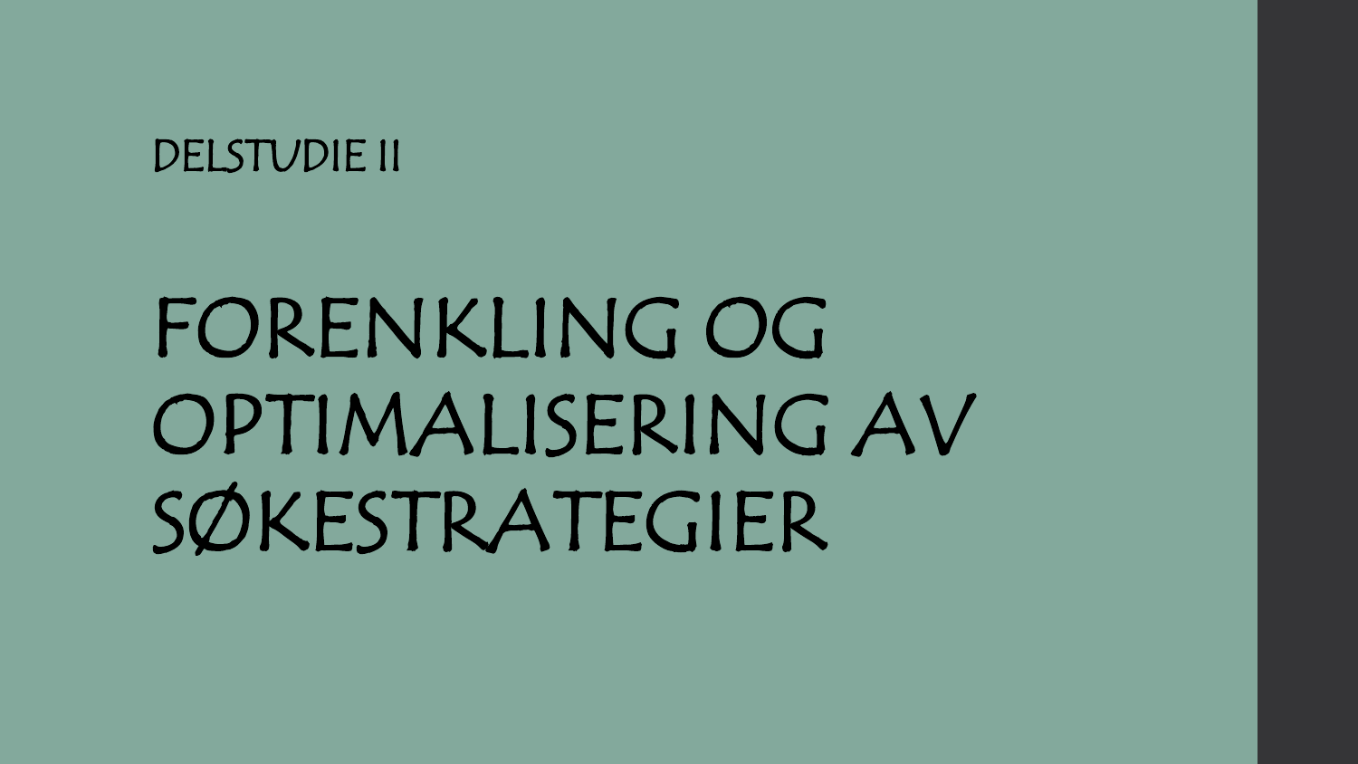DELSTUDIE II

# FORENKLING OG OPTIMALISERING AV SØKESTRATEGIER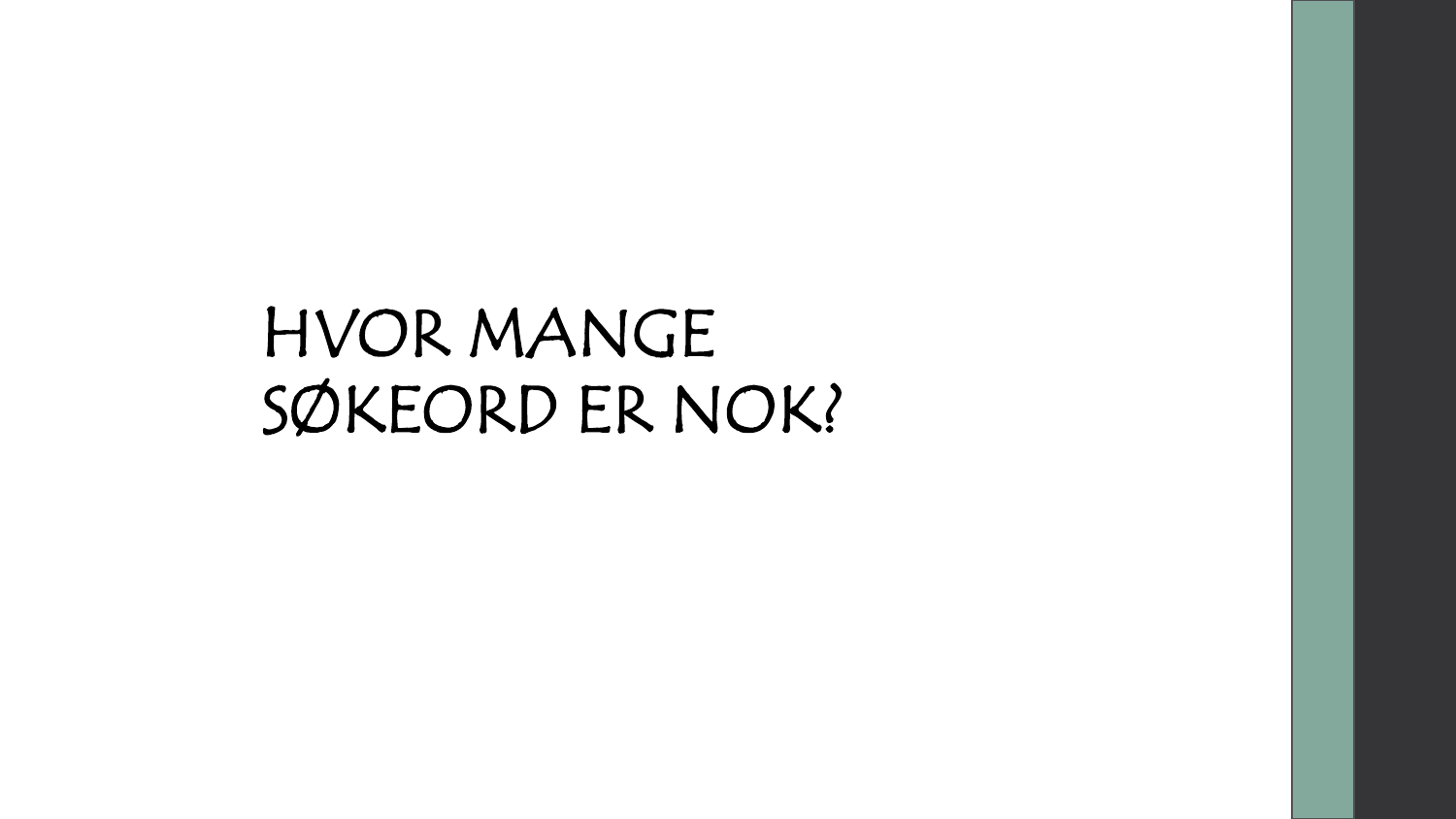# HVOR MANGE SØKEORD ER NOK?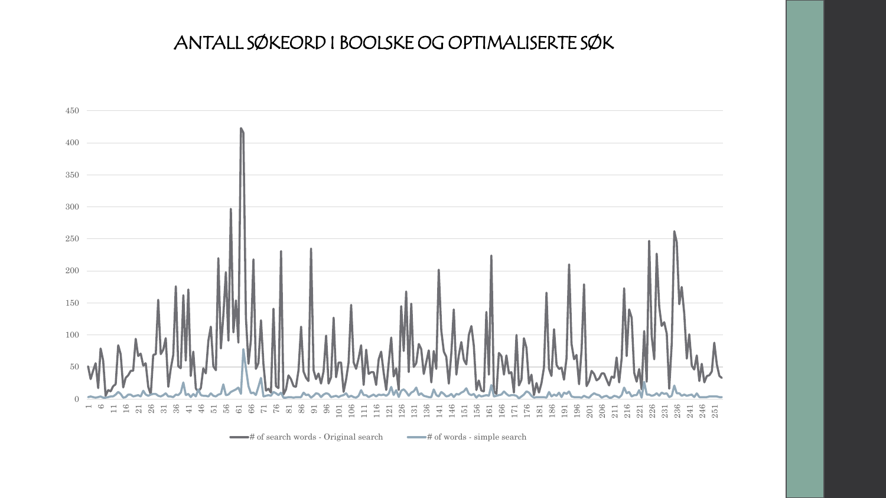# ANTALL SØKEORD I BOOLSKE OG OPTIMALISERTE SØK

# of search words - Original search

# of words - simple search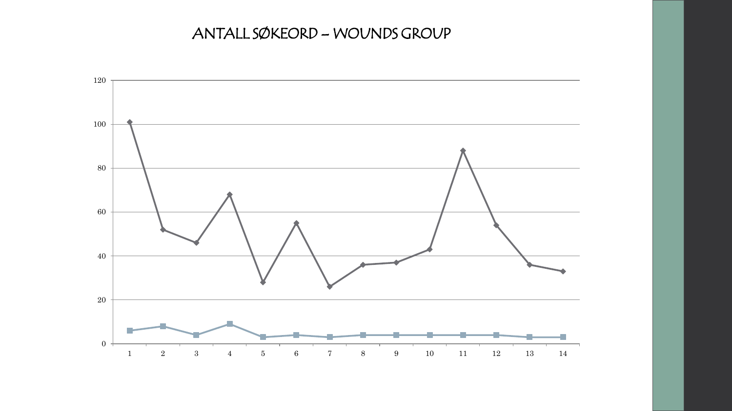# ANTALL SØKEORD – WOUNDS GROUP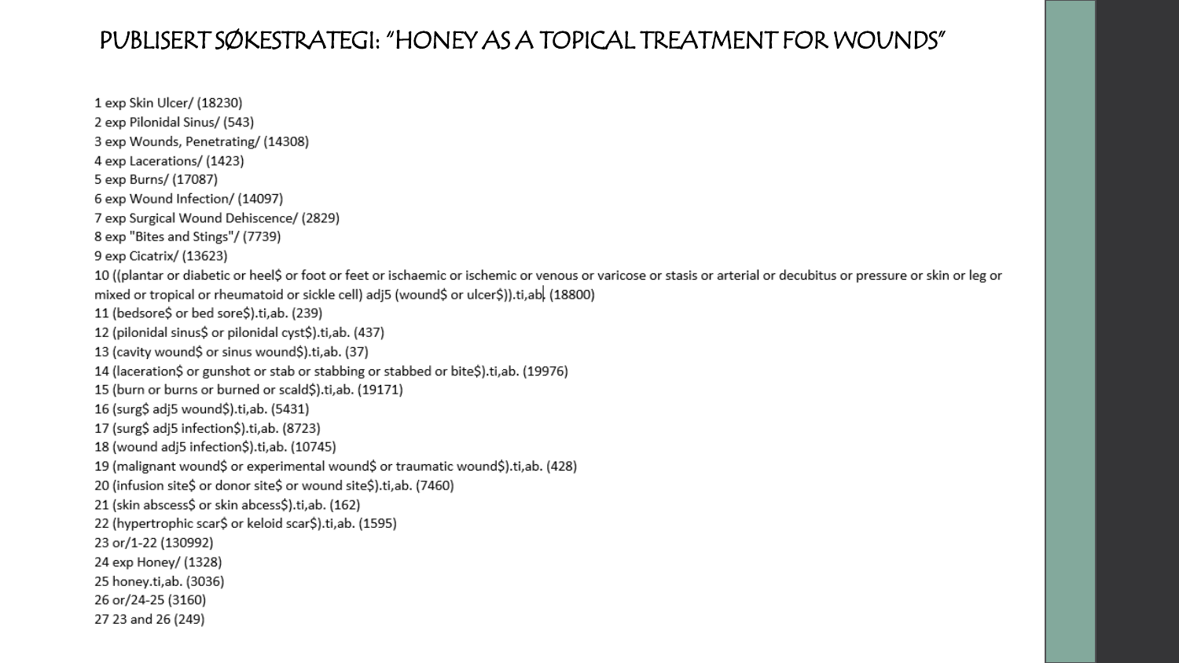# PUBLISERT SØKESTRATEGI: "HONEY AS A TOPICAL TREATMENT FOR WOUNDS"

1 exp Skin Ulcer/ (18230)
2 exp Pilonidal Sinus/ (543)
3 exp Wounds, Penetrating/ (14308)
4 exp Lacerations/ (1423)
5 exp Burns/ (17087)
6 exp Wound Infection/ (14097)
7 exp Surgical Wound Dehiscence/ (2829)
8 exp "Bites and Stings"/ (7739)
9 exp Cicatrix/ (13623)
10 ((plantar or diabetic or heel$ or foot or feet or ischaemic or ischemic or venous or varicose or stasis or arterial or decubitus or pressure or skin or leg or mixed or tropical or rheumatoid or sickle cell) adj5 (wound$ or ulcer$)).ti,ab. (18800)
11 (bedsore$ or bed sore$).ti,ab. (239)
12 (pilonidal sinus$ or pilonidal cyst$).ti,ab. (437)
13 (cavity wound$ or sinus wound$).ti,ab. (37)
14 (laceration$ or gunshot or stab or stabbing or stabbed or bite$).ti,ab. (19976)
15 (burn or burns or burned or scald$).ti,ab. (19171)
16 (surg$ adj5 wound$).ti,ab. (5431)
17 (surg$ adj5 infection$).ti,ab. (8723)
18 (wound adj5 infection$).ti,ab. (10745)
19 (malignant wound$ or experimental wound$ or traumatic wound$).ti,ab. (428)
20 (infusion site$ or donor site$ or wound site$).ti,ab. (7460)
21 (skin abscess$ or skin abcess$).ti,ab. (162)
22 (hypertrophic scar$ or keloid scar$).ti,ab. (1595)
23 or/1-22 (130992)
24 exp Honey/ (1328)
25 honey.ti,ab. (3036)
26 or/24-25 (3160)
27 23 and 26 (249)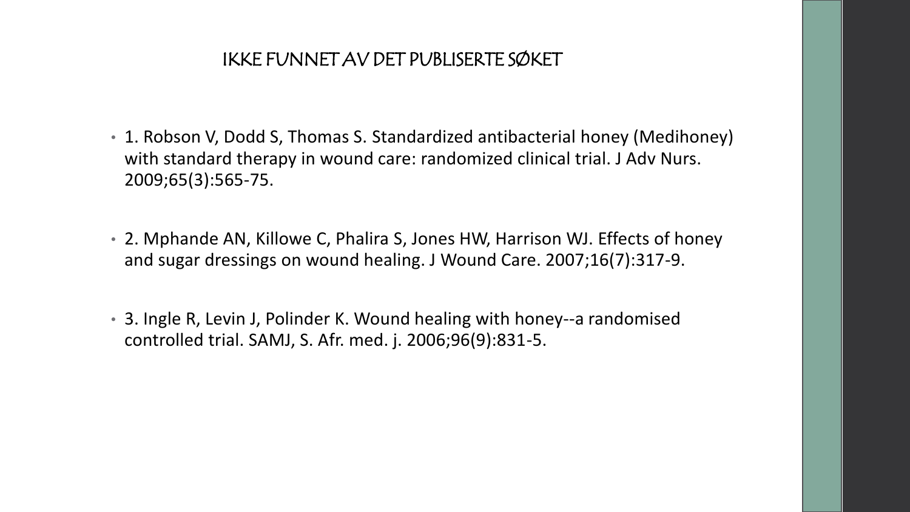## IKKE FUNNET AV DET PUBLISERTE SØKET

- 1. Robson V, Dodd S, Thomas S. Standardized antibacterial honey (Medihoney) with standard therapy in wound care: randomized clinical trial. J Adv Nurs. 2009;65(3):565-75.
- 2. Mphande AN, Killowe C, Phalira S, Jones HW, Harrison WJ. Effects of honey and sugar dressings on wound healing. J Wound Care. 2007;16(7):317-9.
- 3. Ingle R, Levin J, Polinder K. Wound healing with honey--a randomised controlled trial. SAMJ, S. Afr. med. j. 2006;96(9):831-5.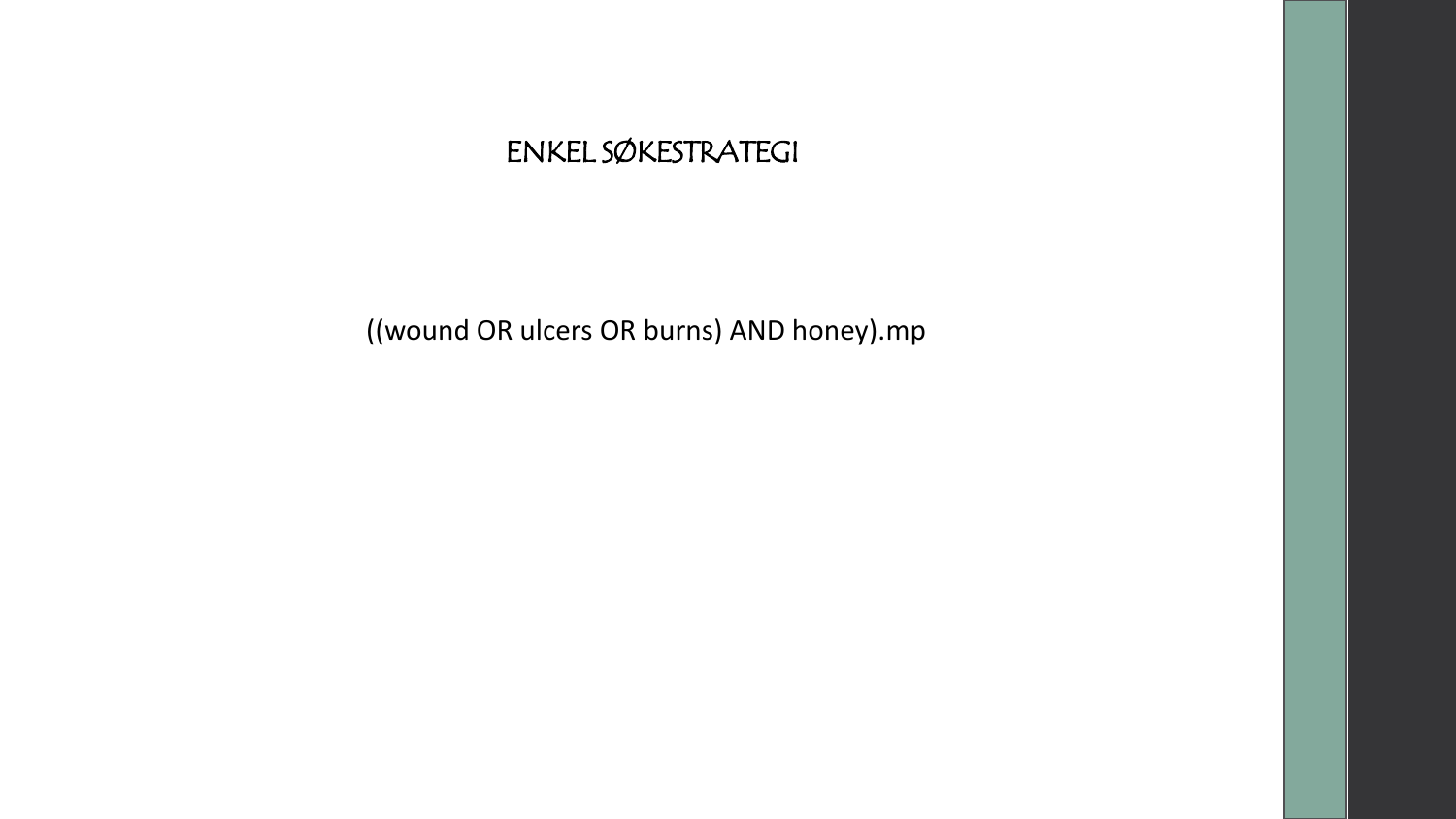# ENKEL SØKESTRATEGI

((wound OR ulcers OR burns) AND honey).mp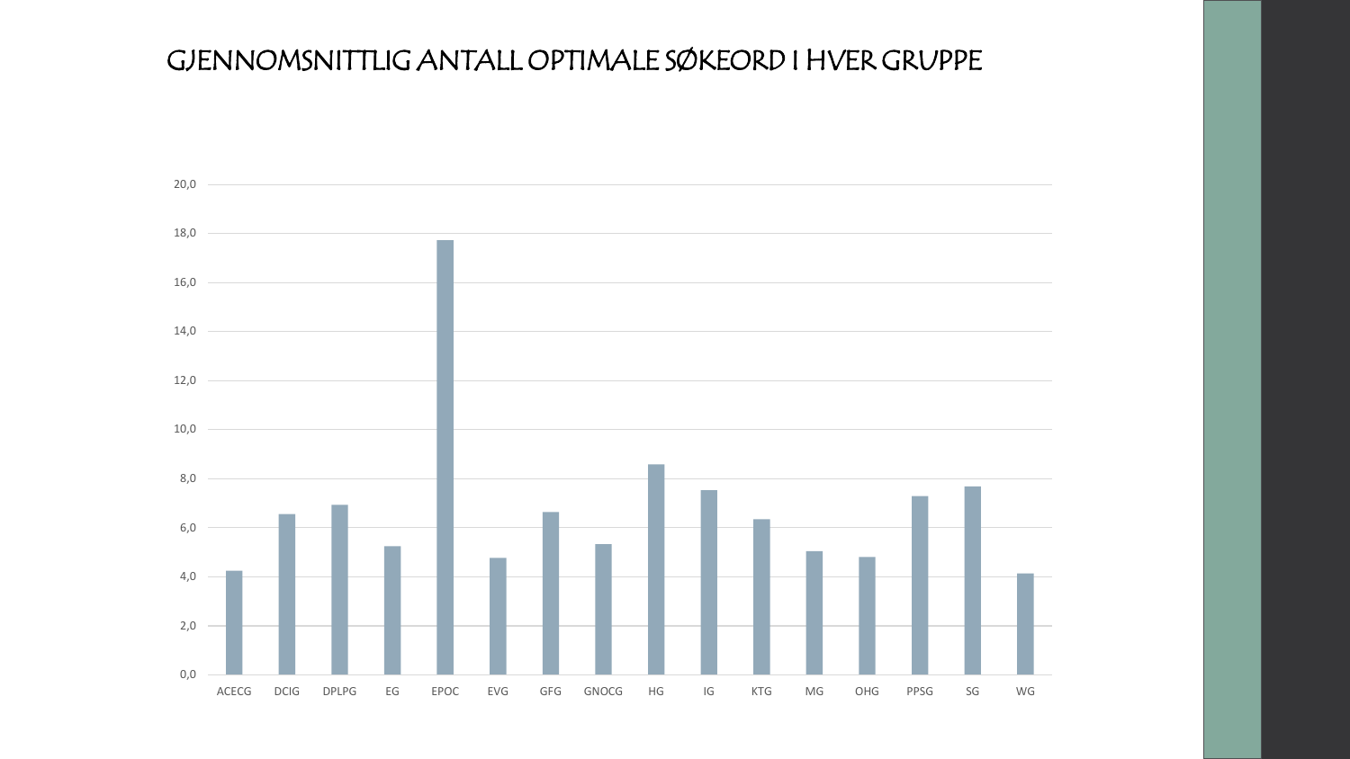# GJENNOMSNITTLIG ANTALL OPTIMALE SØKEORD I HVER GRUPPE

20,0

18,0

16,0

14,0

12,0

10,0

8,0

6,0

4,0

2,0

0,0

ACECG DCIG DPLPG EG EPOC EVG GFG GNOCG HG IG KTG MG OHG PPSG SG WG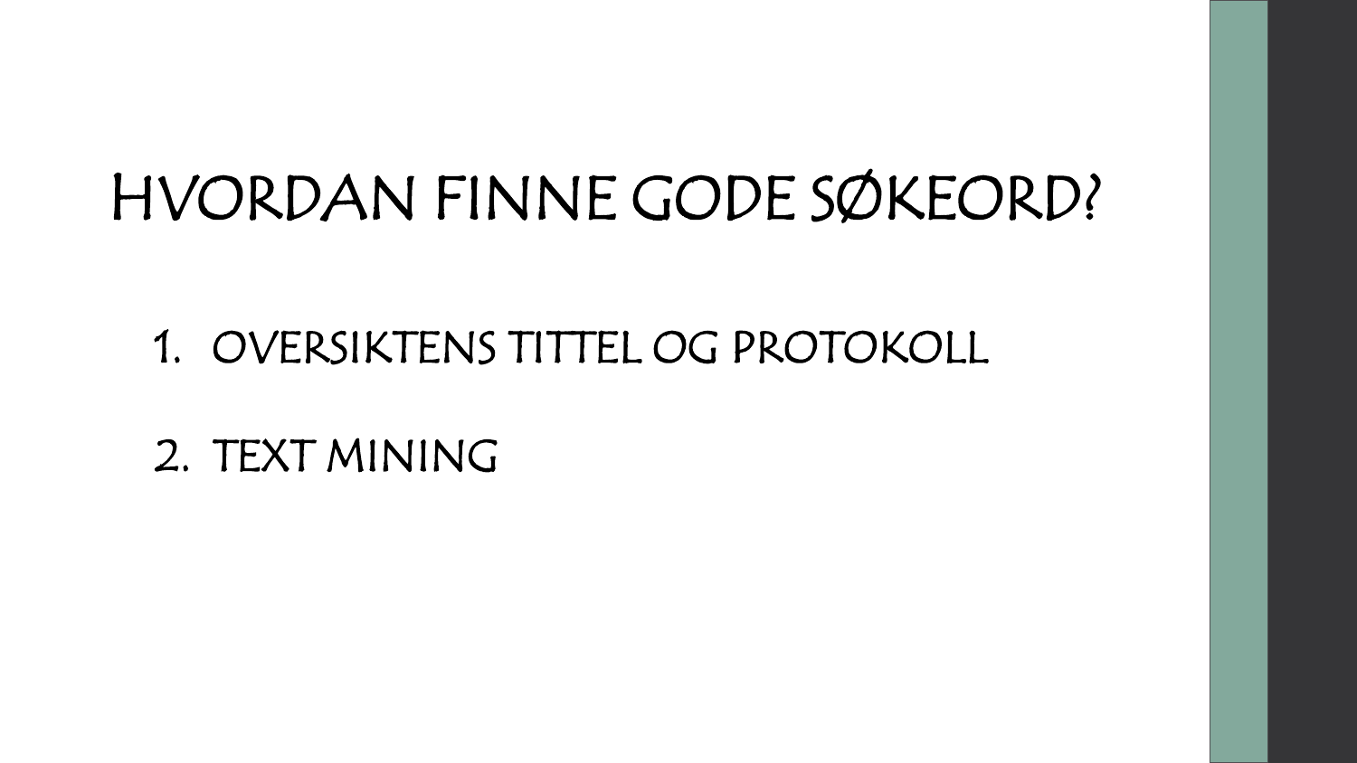# HVORDAN FINNE GODE SØKEORD?

1. OVERSIKTENS TITTEL OG PROTOKOLL
2. TEXT MINING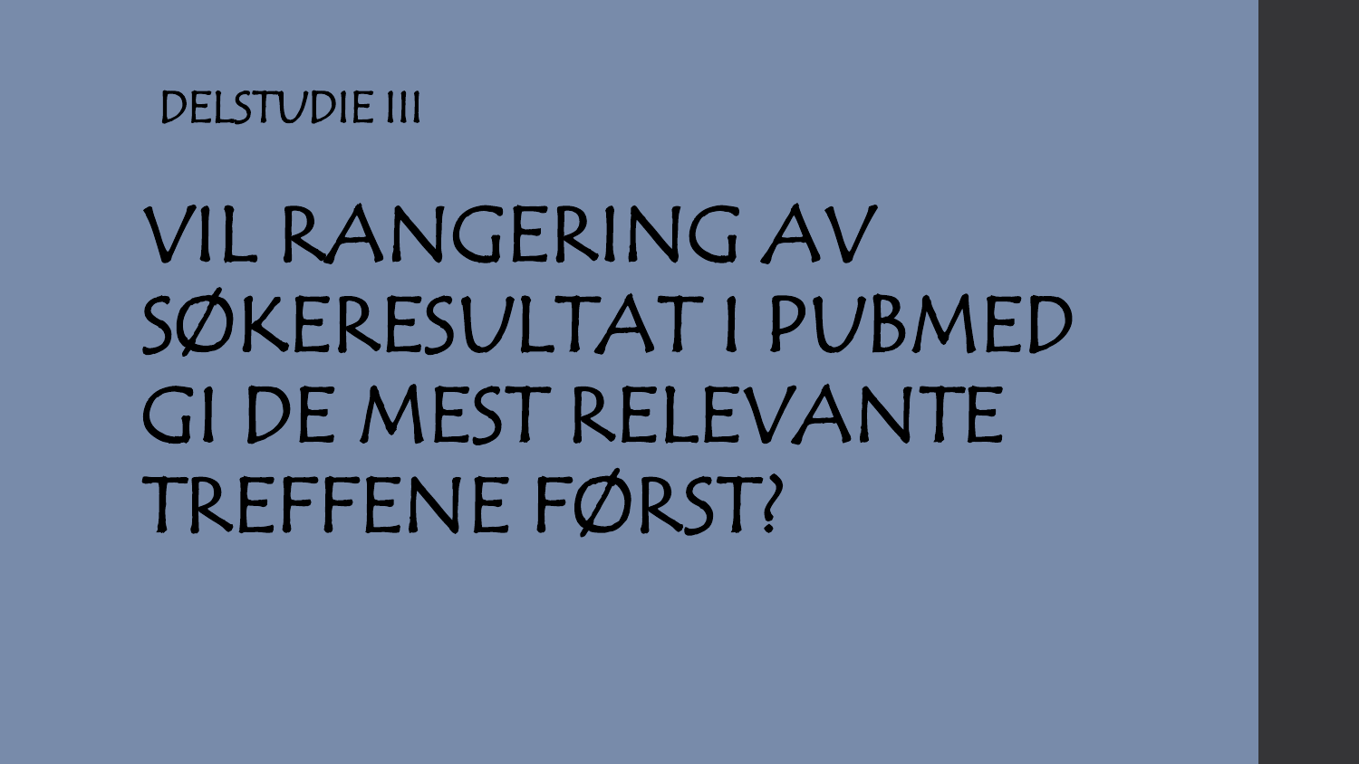DELSTUDIE III

# VIL RANGERING AV SØKERESULTAT I PUBMED GI DE MEST RELEVANTE TREFFENE FØRST?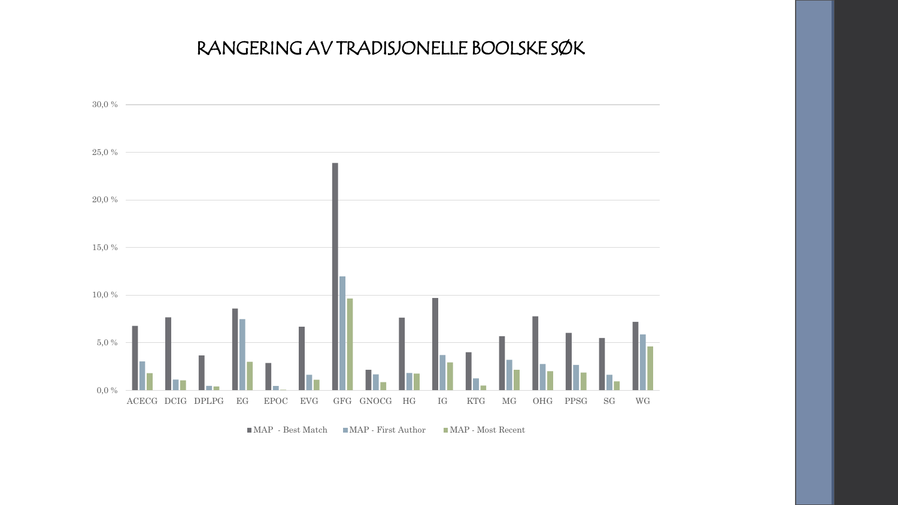# RANGERING AV TRADISJONELLE BOOLSKE SØK

| | MAP - Best Match | MAP - First Author | MAP - Most Recent |
|---|---|---|---|
| ACECG | 6,8 % | 3,0 % | 1,8 % |
| DCIG | 7,7 % | 1,1 % | 1,0 % |
| DPLPG | 3,6 % | 0,5 % | 0,4 % |
| EG | 8,6 % | 7,5 % | 3,0 % |
| EPOC | 2,9 % | 0,5 % | 0,1 % |
| EVG | 6,7 % | 1,6 % | 1,1 % |
| GFG | 23,9 % | 12,0 % | 9,6 % |
| GNOCG | 2,2 % | 1,7 % | 0,9 % |
| HG | 7,6 % | 1,8 % | 1,7 % |
| IG | 9,7 % | 3,7 % | 2,9 % |
| KTG | 4,0 % | 1,3 % | 0,5 % |
| MG | 5,7 % | 3,2 % | 2,2 % |
| OHG | 7,8 % | 2,7 % | 2,0 % |
| PPSG | 6,0 % | 2,6 % | 1,8 % |
| SG | 5,5 % | 1,6 % | 0,9 % |
| WG | 7,2 % | 5,8 % | 4,6 % |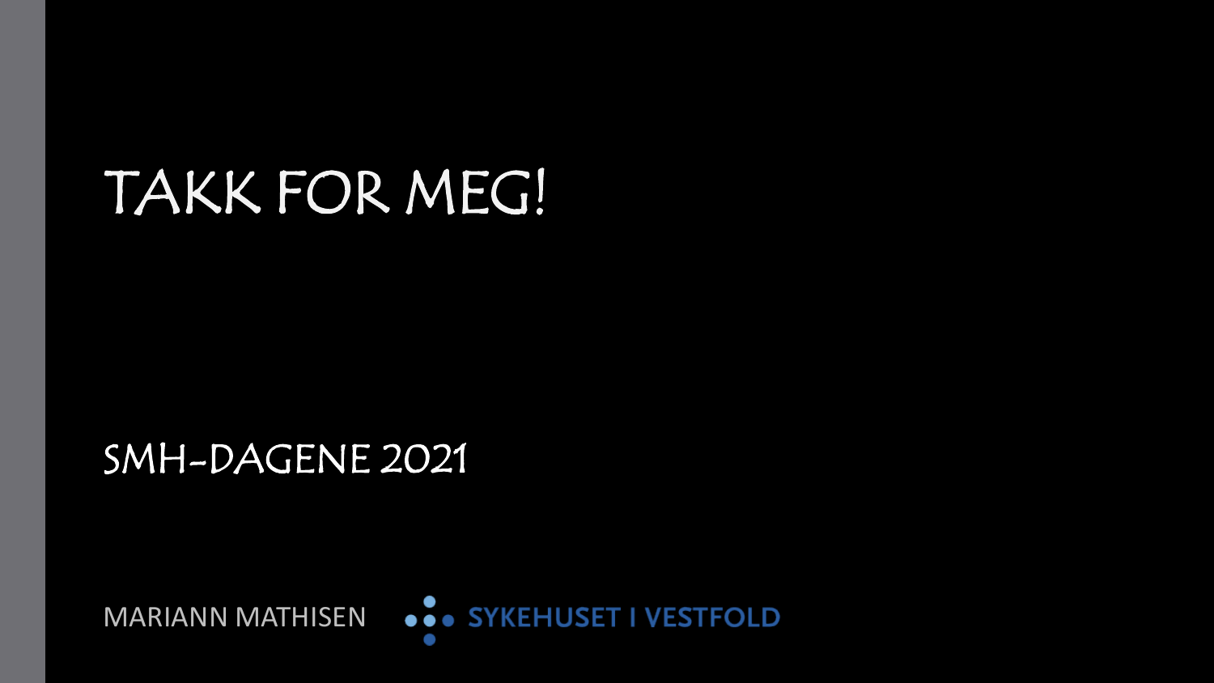# TAKK FOR MEG!

SMH-DAGENE 2021

MARIANN MATHISEN SYKEHUSET I VESTFOLD